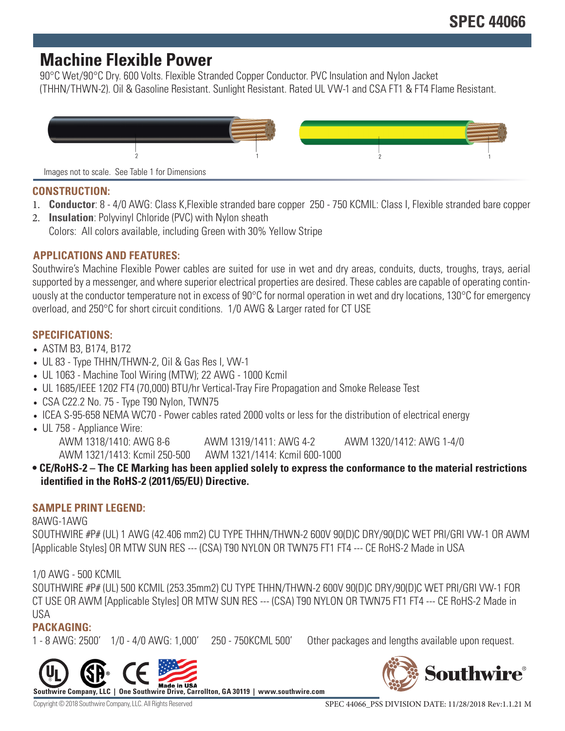# SPEC 44066

## Machine Flexible Power

90°C Wet/90°C Dry. 600 Volts. Flexible Stranded Copper Conductor. PVC Insulation and Nylon Jacket (THHN/THWN-2). Oil & Gasoline Resistant. Sunlight Resistant. Rated UL VW-1 and CSA FT1 & FT4 Flame Resistant.

Images not to scale. See Table 1 for Dimensions

### CONSTRUCTION:

1. **Conductor**: 8 - 4/0 AWG: Class K,Flexible stranded bare copper 250 - 750 KCMIL: Class I, Flexible stranded bare copper
2. **Insulation**: Polyvinyl Chloride (PVC) with Nylon sheath
   Colors: All colors available, including Green with 30% Yellow Stripe

### APPLICATIONS AND FEATURES:

Southwire's Machine Flexible Power cables are suited for use in wet and dry areas, conduits, ducts, troughs, trays, aerial supported by a messenger, and where superior electrical properties are desired. These cables are capable of operating continuously at the conductor temperature not in excess of 90°C for normal operation in wet and dry locations, 130°C for emergency overload, and 250°C for short circuit conditions. 1/0 AWG & Larger rated for CT USE

### SPECIFICATIONS:

- ASTM B3, B174, B172
- UL 83 - Type THHN/THWN-2, Oil & Gas Res I, VW-1
- UL 1063 - Machine Tool Wiring (MTW); 22 AWG - 1000 Kcmil
- UL 1685/IEEE 1202 FT4 (70,000) BTU/hr Vertical-Tray Fire Propagation and Smoke Release Test
- CSA C22.2 No. 75 - Type T90 Nylon, TWN75
- ICEA S-95-658 NEMA WC70 - Power cables rated 2000 volts or less for the distribution of electrical energy
- UL 758 - Appliance Wire:
  AWM 1318/1410: AWG 8-6 AWM 1319/1411: AWG 4-2 AWM 1320/1412: AWG 1-4/0
  AWM 1321/1413: Kcmil 250-500 AWM 1321/1414: Kcmil 600-1000
- **CE/RoHS-2 – The CE Marking has been applied solely to express the conformance to the material restrictions identified in the RoHS-2 (2011/65/EU) Directive.**

### SAMPLE PRINT LEGEND:

8AWG-1AWG

SOUTHWIRE #P# (UL) 1 AWG (42.406 mm2) CU TYPE THHN/THWN-2 600V 90(D)C DRY/90(D)C WET PRI/GRI VW-1 OR AWM [Applicable Styles] OR MTW SUN RES --- (CSA) T90 NYLON OR TWN75 FT1 FT4 --- CE RoHS-2 Made in USA

1/0 AWG - 500 KCMIL

SOUTHWIRE #P# (UL) 500 KCMIL (253.35mm2) CU TYPE THHN/THWN-2 600V 90(D)C DRY/90(D)C WET PRI/GRI VW-1 FOR CT USE OR AWM [Applicable Styles] OR MTW SUN RES --- (CSA) T90 NYLON OR TWN75 FT1 FT4 --- CE RoHS-2 Made in USA

### PACKAGING:

1 - 8 AWG: 2500' 1/0 - 4/0 AWG: 1,000' 250 - 750KCML 500' Other packages and lengths available upon request.

Made in USA

Southwire Company, LLC | One Southwire Drive, Carrollton, GA 30119 | www.southwire.com

Copyright © 2018 Southwire Company, LLC. All Rights Reserved

SPEC 44066_PSS DIVISION DATE: 11/28/2018 Rev:1.1.21 M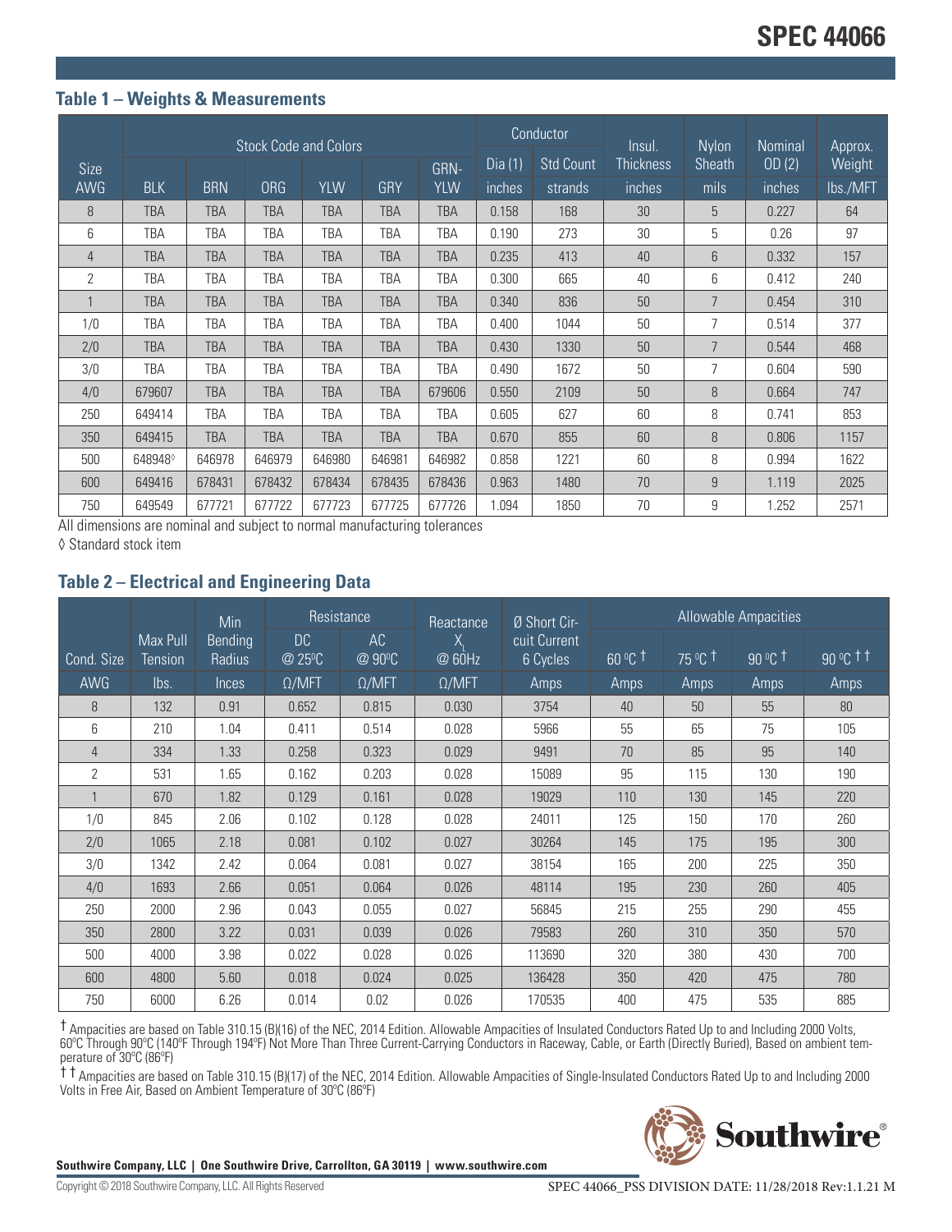## Table 1 – Weights & Measurements

| Size | Stock Code and Colors | | | | | | Conductor | | Insul. Thickness | Nylon Sheath | Nominal OD (2) | Approx. Weight |
|---|---|---|---|---|---|---|---|---|---|---|---|---|
| AWG | BLK | BRN | ORG | YLW | GRY | GRN-YLW | Dia (1) inches | Std Count strands | inches | mils | inches | lbs./MFT |
| 8 | TBA | TBA | TBA | TBA | TBA | TBA | 0.158 | 168 | 30 | 5 | 0.227 | 64 |
| 6 | TBA | TBA | TBA | TBA | TBA | TBA | 0.190 | 273 | 30 | 5 | 0.26 | 97 |
| 4 | TBA | TBA | TBA | TBA | TBA | TBA | 0.235 | 413 | 40 | 6 | 0.332 | 157 |
| 2 | TBA | TBA | TBA | TBA | TBA | TBA | 0.300 | 665 | 40 | 6 | 0.412 | 240 |
| 1 | TBA | TBA | TBA | TBA | TBA | TBA | 0.340 | 836 | 50 | 7 | 0.454 | 310 |
| 1/0 | TBA | TBA | TBA | TBA | TBA | TBA | 0.400 | 1044 | 50 | 7 | 0.514 | 377 |
| 2/0 | TBA | TBA | TBA | TBA | TBA | TBA | 0.430 | 1330 | 50 | 7 | 0.544 | 468 |
| 3/0 | TBA | TBA | TBA | TBA | TBA | TBA | 0.490 | 1672 | 50 | 7 | 0.604 | 590 |
| 4/0 | 679607 | TBA | TBA | TBA | TBA | 679606 | 0.550 | 2109 | 50 | 8 | 0.664 | 747 |
| 250 | 649414 | TBA | TBA | TBA | TBA | TBA | 0.605 | 627 | 60 | 8 | 0.741 | 853 |
| 350 | 649415 | TBA | TBA | TBA | TBA | TBA | 0.670 | 855 | 60 | 8 | 0.806 | 1157 |
| 500 | 648948◊ | 646978 | 646979 | 646980 | 646981 | 646982 | 0.858 | 1221 | 60 | 8 | 0.994 | 1622 |
| 600 | 649416 | 678431 | 678432 | 678434 | 678435 | 678436 | 0.963 | 1480 | 70 | 9 | 1.119 | 2025 |
| 750 | 649549 | 677721 | 677722 | 677723 | 677725 | 677726 | 1.094 | 1850 | 70 | 9 | 1.252 | 2571 |

All dimensions are nominal and subject to normal manufacturing tolerances

◊ Standard stock item

## Table 2 – Electrical and Engineering Data

| Cond. Size | Max Pull Tension | Min Bending Radius | Resistance DC @ 25ºC | Resistance AC @ 90ºC | Reactance $X_L$ @ 60Hz | Ø Short Circuit Current 6 Cycles | Allowable Ampacities 60 ºC † | 75 ºC † | 90 ºC † | 90 ºC † † |
|---|---|---|---|---|---|---|---|---|---|---|
| AWG | lbs. | Inces | Ω/MFT | Ω/MFT | Ω/MFT | Amps | Amps | Amps | Amps | Amps |
| 8 | 132 | 0.91 | 0.652 | 0.815 | 0.030 | 3754 | 40 | 50 | 55 | 80 |
| 6 | 210 | 1.04 | 0.411 | 0.514 | 0.028 | 5966 | 55 | 65 | 75 | 105 |
| 4 | 334 | 1.33 | 0.258 | 0.323 | 0.029 | 9491 | 70 | 85 | 95 | 140 |
| 2 | 531 | 1.65 | 0.162 | 0.203 | 0.028 | 15089 | 95 | 115 | 130 | 190 |
| 1 | 670 | 1.82 | 0.129 | 0.161 | 0.028 | 19029 | 110 | 130 | 145 | 220 |
| 1/0 | 845 | 2.06 | 0.102 | 0.128 | 0.028 | 24011 | 125 | 150 | 170 | 260 |
| 2/0 | 1065 | 2.18 | 0.081 | 0.102 | 0.027 | 30264 | 145 | 175 | 195 | 300 |
| 3/0 | 1342 | 2.42 | 0.064 | 0.081 | 0.027 | 38154 | 165 | 200 | 225 | 350 |
| 4/0 | 1693 | 2.66 | 0.051 | 0.064 | 0.026 | 48114 | 195 | 230 | 260 | 405 |
| 250 | 2000 | 2.96 | 0.043 | 0.055 | 0.027 | 56845 | 215 | 255 | 290 | 455 |
| 350 | 2800 | 3.22 | 0.031 | 0.039 | 0.026 | 79583 | 260 | 310 | 350 | 570 |
| 500 | 4000 | 3.98 | 0.022 | 0.028 | 0.026 | 113690 | 320 | 380 | 430 | 700 |
| 600 | 4800 | 5.60 | 0.018 | 0.024 | 0.025 | 136428 | 350 | 420 | 475 | 780 |
| 750 | 6000 | 6.26 | 0.014 | 0.02 | 0.026 | 170535 | 400 | 475 | 535 | 885 |

† Ampacities are based on Table 310.15 (B)(16) of the NEC, 2014 Edition. Allowable Ampacities of Insulated Conductors Rated Up to and Including 2000 Volts, 60ºC Through 90ºC (140ºF Through 194ºF) Not More Than Three Current-Carrying Conductors in Raceway, Cable, or Earth (Directly Buried), Based on ambient temperature of 30ºC (86ºF)

† † Ampacities are based on Table 310.15 (B)(17) of the NEC, 2014 Edition. Allowable Ampacities of Single-Insulated Conductors Rated Up to and Including 2000 Volts in Free Air, Based on Ambient Temperature of 30ºC (86ºF)

**Southwire Company, LLC | One Southwire Drive, Carrollton, GA 30119 | www.southwire.com**

Copyright © 2018 Southwire Company, LLC. All Rights Reserved

SPEC 44066_PSS DIVISION DATE: 11/28/2018 Rev:1.1.21 M